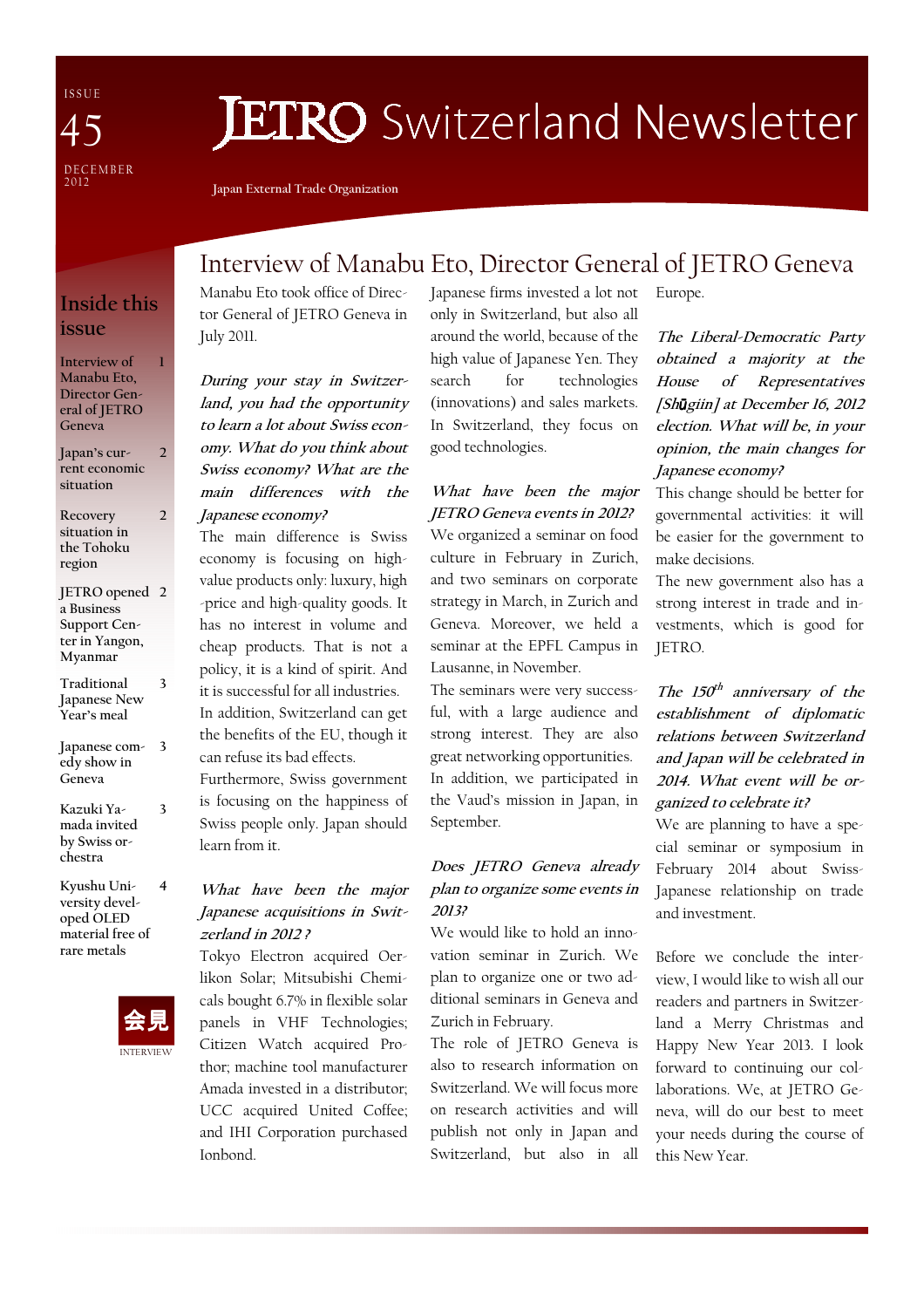ISSUE 45
DECEMBER 2012

# JETRO Switzerland Newsletter

Japan External Trade Organization

## Inside this issue

| | |
|---|---|
| Interview of Manabu Eto, Director General of JETRO Geneva | 1 |
| Japan's current economic situation | 2 |
| Recovery situation in the Tohoku region | 2 |
| JETRO opened a Business Support Center in Yangon, Myanmar | 2 |
| Traditional Japanese New Year's meal | 3 |
| Japanese comedy show in Geneva | 3 |
| Kazuki Yamada invited by Swiss orchestra | 3 |
| Kyushu University developed OLED material free of rare metals | 4 |

会見
INTERVIEW

## Interview of Manabu Eto, Director General of JETRO Geneva

Manabu Eto took office of Director General of JETRO Geneva in July 2011.

***During your stay in Switzerland, you had the opportunity to learn a lot about Swiss economy. What do you think about Swiss economy? What are the main differences with the Japanese economy?***

The main difference is Swiss economy is focusing on high-value products only: luxury, high-price and high-quality goods. It has no interest in volume and cheap products. That is not a policy, it is a kind of spirit. And it is successful for all industries.

In addition, Switzerland can get the benefits of the EU, though it can refuse its bad effects.

Furthermore, Swiss government is focusing on the happiness of Swiss people only. Japan should learn from it.

***What have been the major Japanese acquisitions in Switzerland in 2012 ?***

Tokyo Electron acquired Oerlikon Solar; Mitsubishi Chemicals bought 6.7% in flexible solar panels in VHF Technologies; Citizen Watch acquired Prothor; machine tool manufacturer Amada invested in a distributor; UCC acquired United Coffee; and IHI Corporation purchased Ionbond.

Japanese firms invested a lot not only in Switzerland, but also all around the world, because of the high value of Japanese Yen. They search for technologies (innovations) and sales markets. In Switzerland, they focus on good technologies.

***What have been the major JETRO Geneva events in 2012?***

We organized a seminar on food culture in February in Zurich, and two seminars on corporate strategy in March, in Zurich and Geneva. Moreover, we held a seminar at the EPFL Campus in Lausanne, in November.

The seminars were very successful, with a large audience and strong interest. They are also great networking opportunities. In addition, we participated in the Vaud's mission in Japan, in September.

***Does JETRO Geneva already plan to organize some events in 2013?***

We would like to hold an innovation seminar in Zurich. We plan to organize one or two additional seminars in Geneva and Zurich in February.

The role of JETRO Geneva is also to research information on Switzerland. We will focus more on research activities and will publish not only in Japan and Switzerland, but also in all Europe.

***The Liberal-Democratic Party obtained a majority at the House of Representatives [Shūgiin] at December 16, 2012 election. What will be, in your opinion, the main changes for Japanese economy?***

This change should be better for governmental activities: it will be easier for the government to make decisions.

The new government also has a strong interest in trade and investments, which is good for JETRO.

***The 150th anniversary of the establishment of diplomatic relations between Switzerland and Japan will be celebrated in 2014. What event will be organized to celebrate it?***

We are planning to have a special seminar or symposium in February 2014 about Swiss-Japanese relationship on trade and investment.

Before we conclude the interview, I would like to wish all our readers and partners in Switzerland a Merry Christmas and Happy New Year 2013. I look forward to continuing our collaborations. We, at JETRO Geneva, will do our best to meet your needs during the course of this New Year.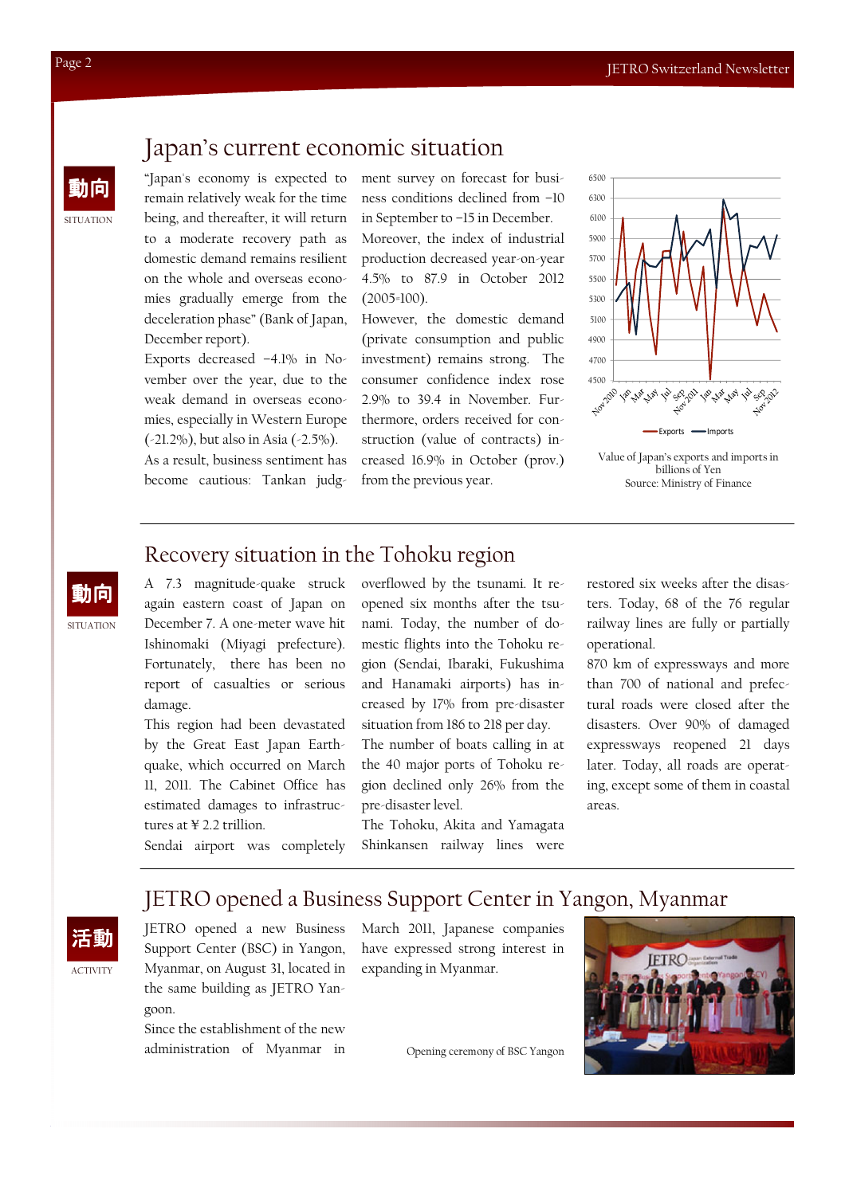# Japan's current economic situation

動向

SITUATION

"Japan's economy is expected to remain relatively weak for the time being, and thereafter, it will return to a moderate recovery path as domestic demand remains resilient on the whole and overseas economies gradually emerge from the deceleration phase" (Bank of Japan, December report).

Exports decreased −4.1% in November over the year, due to the weak demand in overseas economies, especially in Western Europe (-21.2%), but also in Asia (-2.5%).

As a result, business sentiment has become cautious: Tankan judgment survey on forecast for business conditions declined from −10 in September to −15 in December. Moreover, the index of industrial production decreased year-on-year 4.5% to 87.9 in October 2012 (2005=100).

However, the domestic demand (private consumption and public investment) remains strong. The consumer confidence index rose 2.9% to 39.4 in November. Furthermore, orders received for construction (value of contracts) increased 16.9% in October (prov.) from the previous year.

6500
6300
6100
5900
5700
5500
5300
5100
4900
4700
4500

Nov 2010, Jan, Mar, May, Jul, Sep, Nov 2011, Jan, Mar, May, Jul, Sep, Nov 2012

Exports — Imports

Value of Japan's exports and imports in billions of Yen
Source: Ministry of Finance

# Recovery situation in the Tohoku region

動向

SITUATION

A 7.3 magnitude-quake struck again eastern coast of Japan on December 7. A one-meter wave hit Ishinomaki (Miyagi prefecture). Fortunately, there has been no report of casualties or serious damage.

This region had been devastated by the Great East Japan Earthquake, which occurred on March 11, 2011. The Cabinet Office has estimated damages to infrastructures at ¥ 2.2 trillion.

Sendai airport was completely overflowed by the tsunami. It reopened six months after the tsunami. Today, the number of domestic flights into the Tohoku region (Sendai, Ibaraki, Fukushima and Hanamaki airports) has increased by 17% from pre-disaster situation from 186 to 218 per day.

The number of boats calling in at the 40 major ports of Tohoku region declined only 26% from the pre-disaster level.

The Tohoku, Akita and Yamagata Shinkansen railway lines were restored six weeks after the disasters. Today, 68 of the 76 regular railway lines are fully or partially operational.

870 km of expressways and more than 700 of national and prefectural roads were closed after the disasters. Over 90% of damaged expressways reopened 21 days later. Today, all roads are operating, except some of them in coastal areas.

# JETRO opened a Business Support Center in Yangon, Myanmar

活動

ACTIVITY

JETRO opened a new Business Support Center (BSC) in Yangon, Myanmar, on August 31, located in the same building as JETRO Yangoon.

Since the establishment of the new administration of Myanmar in March 2011, Japanese companies have expressed strong interest in expanding in Myanmar.

Opening ceremony of BSC Yangon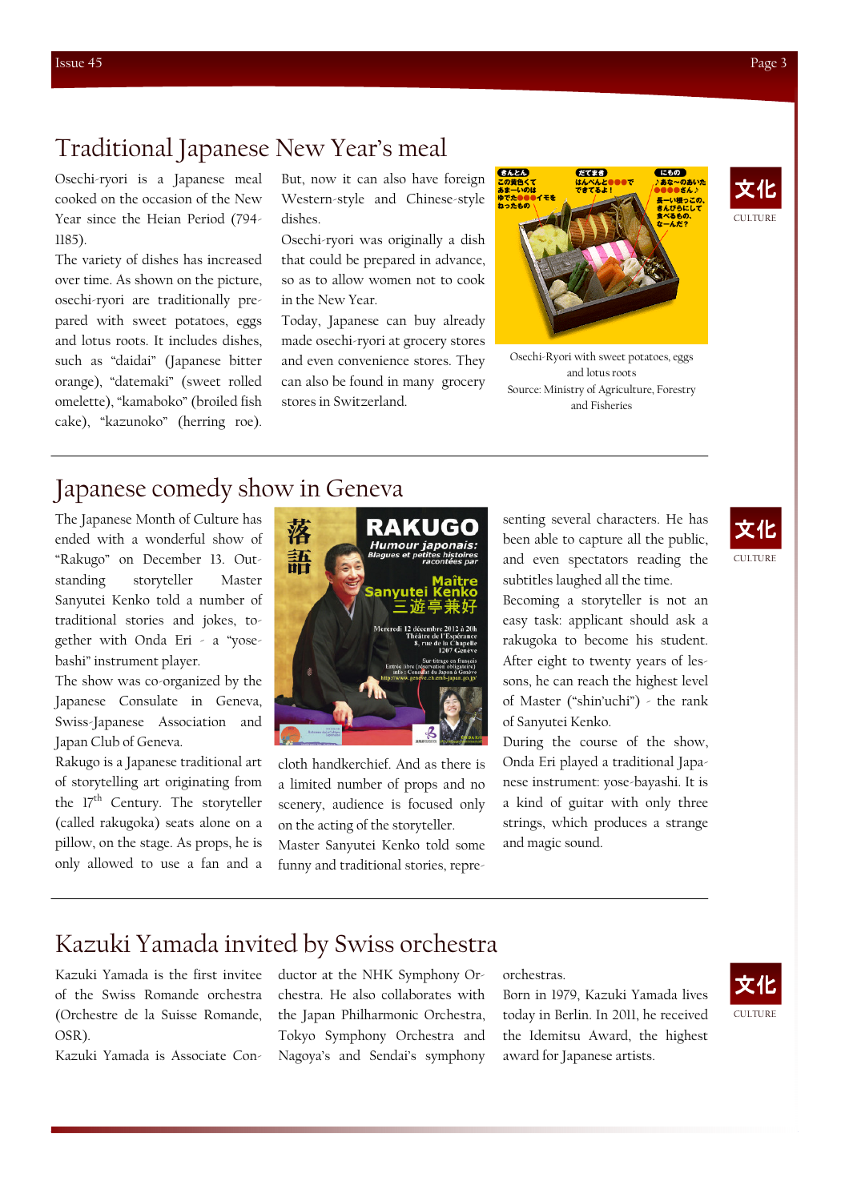# Traditional Japanese New Year's meal

Osechi-ryori is a Japanese meal cooked on the occasion of the New Year since the Heian Period (794-1185).

The variety of dishes has increased over time. As shown on the picture, osechi-ryori are traditionally prepared with sweet potatoes, eggs and lotus roots. It includes dishes, such as "daidai" (Japanese bitter orange), "datemaki" (sweet rolled omelette), "kamaboko" (broiled fish cake), "kazunoko" (herring roe). But, now it can also have foreign Western-style and Chinese-style dishes.

Osechi-ryori was originally a dish that could be prepared in advance, so as to allow women not to cook in the New Year.

Today, Japanese can buy already made osechi-ryori at grocery stores and even convenience stores. They can also be found in many grocery stores in Switzerland.

Osechi-Ryori with sweet potatoes, eggs and lotus roots
Source: Ministry of Agriculture, Forestry and Fisheries

文化
CULTURE

# Japanese comedy show in Geneva

The Japanese Month of Culture has ended with a wonderful show of "Rakugo" on December 13. Outstanding storyteller Master Sanyutei Kenko told a number of traditional stories and jokes, together with Onda Eri - a "yose-bashi" instrument player.

The show was co-organized by the Japanese Consulate in Geneva, Swiss-Japanese Association and Japan Club of Geneva.

Rakugo is a Japanese traditional art of storytelling art originating from the 17th Century. The storyteller (called rakugoka) seats alone on a pillow, on the stage. As props, he is only allowed to use a fan and a cloth handkerchief. And as there is a limited number of props and no scenery, audience is focused only on the acting of the storyteller.

Master Sanyutei Kenko told some funny and traditional stories, representing several characters. He has been able to capture all the public, and even spectators reading the subtitles laughed all the time.

Becoming a storyteller is not an easy task: applicant should ask a rakugoka to become his student. After eight to twenty years of lessons, he can reach the highest level of Master ("shin'uchi") - the rank of Sanyutei Kenko.

During the course of the show, Onda Eri played a traditional Japanese instrument: yose-bayashi. It is a kind of guitar with only three strings, which produces a strange and magic sound.

文化
CULTURE

# Kazuki Yamada invited by Swiss orchestra

Kazuki Yamada is the first invitee of the Swiss Romande orchestra (Orchestre de la Suisse Romande, OSR).

Kazuki Yamada is Associate Conductor at the NHK Symphony Orchestra. He also collaborates with the Japan Philharmonic Orchestra, Tokyo Symphony Orchestra and Nagoya's and Sendai's symphony orchestras.

Born in 1979, Kazuki Yamada lives today in Berlin. In 2011, he received the Idemitsu Award, the highest award for Japanese artists.

文化
CULTURE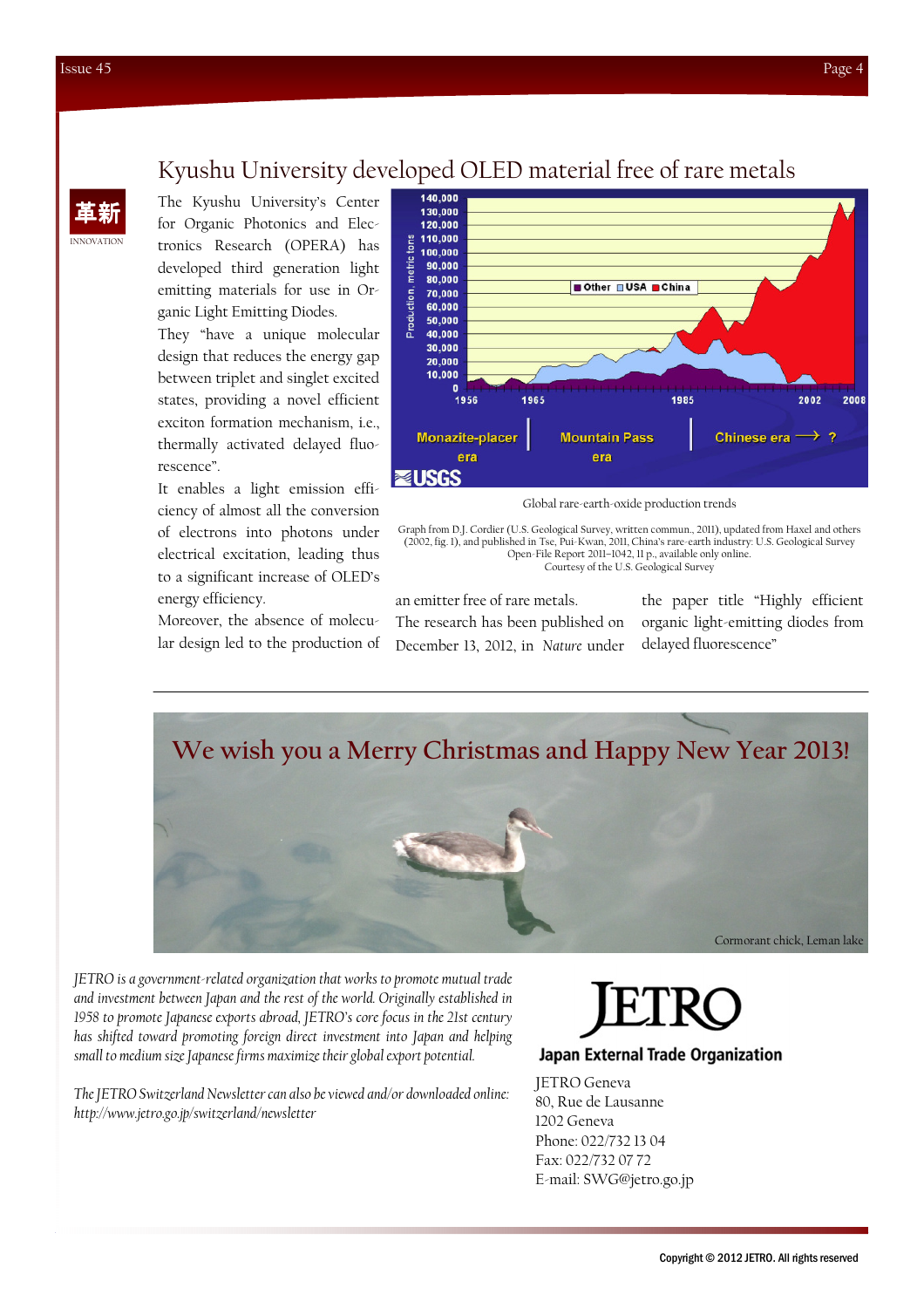# Kyushu University developed OLED material free of rare metals

革新

INNOVATION

The Kyushu University's Center for Organic Photonics and Electronics Research (OPERA) has developed third generation light emitting materials for use in Organic Light Emitting Diodes.

They "have a unique molecular design that reduces the energy gap between triplet and singlet excited states, providing a novel efficient exciton formation mechanism, i.e., thermally activated delayed fluorescence".

It enables a light emission efficiency of almost all the conversion of electrons into photons under electrical excitation, leading thus to a significant increase of OLED's energy efficiency.

Moreover, the absence of molecular design led to the production of an emitter free of rare metals.

The research has been published on December 13, 2012, in *Nature* under the paper title "Highly efficient organic light-emitting diodes from delayed fluorescence"

Production, metric tons

140,000
130,000
120,000
110,000
100,000
90,000
80,000
70,000
60,000
50,000
40,000
30,000
20,000
10,000
0

1956 1965 1985 2002 2008

Other USA China

Monazite-placer era

Mountain Pass era

Chinese era → ?

USGS

Global rare-earth-oxide production trends

Graph from D.J. Cordier (U.S. Geological Survey, written commun., 2011), updated from Haxel and others (2002, fig. 1), and published in Tse, Pui-Kwan, 2011, China's rare-earth industry: U.S. Geological Survey Open-File Report 2011–1042, 11 p., available only online.
Courtesy of the U.S. Geological Survey

---

## We wish you a Merry Christmas and Happy New Year 2013!

Cormorant chick, Leman lake

*JETRO is a government-related organization that works to promote mutual trade and investment between Japan and the rest of the world. Originally established in 1958 to promote Japanese exports abroad, JETRO's core focus in the 21st century has shifted toward promoting foreign direct investment into Japan and helping small to medium size Japanese firms maximize their global export potential.*

*The JETRO Switzerland Newsletter can also be viewed and/or downloaded online: http://www.jetro.go.jp/switzerland/newsletter*

**JETRO**

**Japan External Trade Organization**

JETRO Geneva
80, Rue de Lausanne
1202 Geneva
Phone: 022/732 13 04
Fax: 022/732 07 72
E-mail: SWG@jetro.go.jp

Copyright © 2012 JETRO. All rights reserved